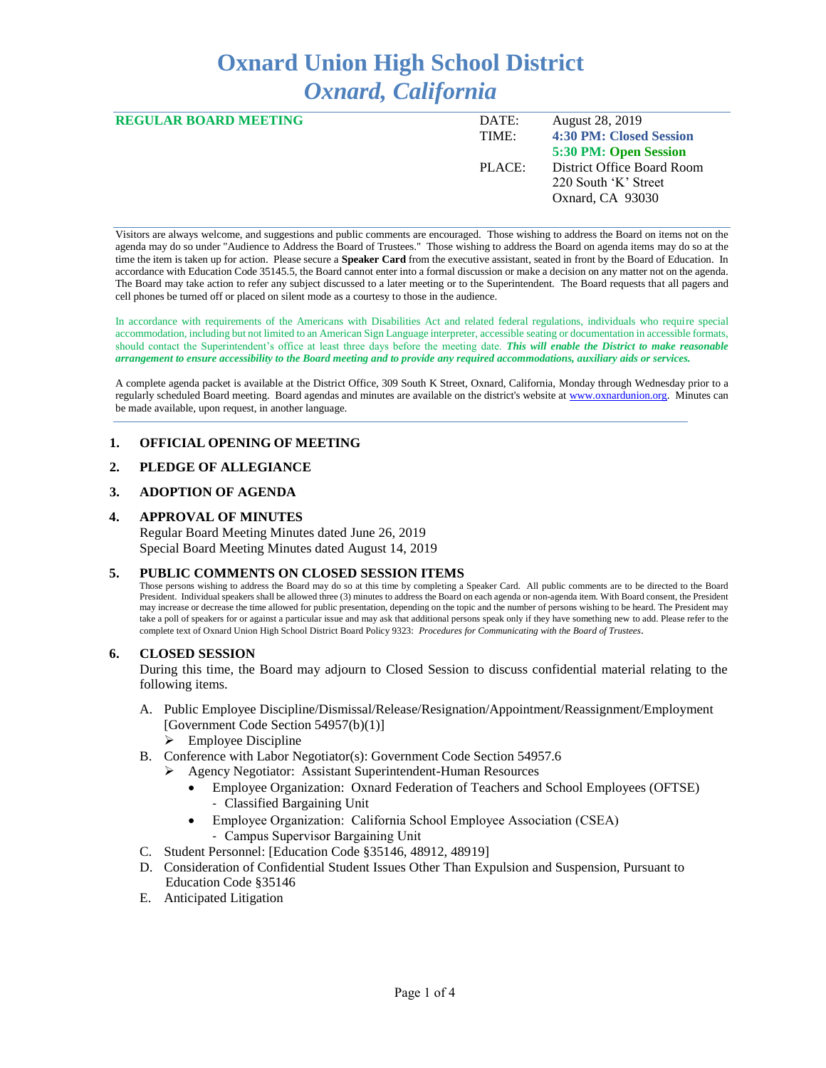# Oxnard Union High School District
## *Oxnard, California*

**REGULAR BOARD MEETING**

| | |
|---|---|
| DATE: | August 28, 2019 |
| TIME: | **4:30 PM: Closed Session** |
| | **5:30 PM: Open Session** |
| PLACE: | District Office Board Room |
| | 220 South 'K' Street |
| | Oxnard, CA 93030 |

Visitors are always welcome, and suggestions and public comments are encouraged. Those wishing to address the Board on items not on the agenda may do so under "Audience to Address the Board of Trustees." Those wishing to address the Board on agenda items may do so at the time the item is taken up for action. Please secure a **Speaker Card** from the executive assistant, seated in front by the Board of Education. In accordance with Education Code 35145.5, the Board cannot enter into a formal discussion or make a decision on any matter not on the agenda. The Board may take action to refer any subject discussed to a later meeting or to the Superintendent. The Board requests that all pagers and cell phones be turned off or placed on silent mode as a courtesy to those in the audience.

In accordance with requirements of the Americans with Disabilities Act and related federal regulations, individuals who require special accommodation, including but not limited to an American Sign Language interpreter, accessible seating or documentation in accessible formats, should contact the Superintendent's office at least three days before the meeting date. ***This will enable the District to make reasonable arrangement to ensure accessibility to the Board meeting and to provide any required accommodations, auxiliary aids or services.***

A complete agenda packet is available at the District Office, 309 South K Street, Oxnard, California, Monday through Wednesday prior to a regularly scheduled Board meeting. Board agendas and minutes are available on the district's website at www.oxnardunion.org. Minutes can be made available, upon request, in another language.

---

**1. OFFICIAL OPENING OF MEETING**

**2. PLEDGE OF ALLEGIANCE**

**3. ADOPTION OF AGENDA**

**4. APPROVAL OF MINUTES**

Regular Board Meeting Minutes dated June 26, 2019
Special Board Meeting Minutes dated August 14, 2019

**5. PUBLIC COMMENTS ON CLOSED SESSION ITEMS**

Those persons wishing to address the Board may do so at this time by completing a Speaker Card. All public comments are to be directed to the Board President. Individual speakers shall be allowed three (3) minutes to address the Board on each agenda or non-agenda item. With Board consent, the President may increase or decrease the time allowed for public presentation, depending on the topic and the number of persons wishing to be heard. The President may take a poll of speakers for or against a particular issue and may ask that additional persons speak only if they have something new to add. Please refer to the complete text of Oxnard Union High School District Board Policy 9323: *Procedures for Communicating with the Board of Trustees*.

**6. CLOSED SESSION**

During this time, the Board may adjourn to Closed Session to discuss confidential material relating to the following items.

A. Public Employee Discipline/Dismissal/Release/Resignation/Appointment/Reassignment/Employment [Government Code Section 54957(b)(1)]
   - Employee Discipline

B. Conference with Labor Negotiator(s): Government Code Section 54957.6
   - Agency Negotiator: Assistant Superintendent-Human Resources
     - Employee Organization: Oxnard Federation of Teachers and School Employees (OFTSE)
       - Classified Bargaining Unit
     - Employee Organization: California School Employee Association (CSEA)
       - Campus Supervisor Bargaining Unit

C. Student Personnel: [Education Code §35146, 48912, 48919]

D. Consideration of Confidential Student Issues Other Than Expulsion and Suspension, Pursuant to Education Code §35146

E. Anticipated Litigation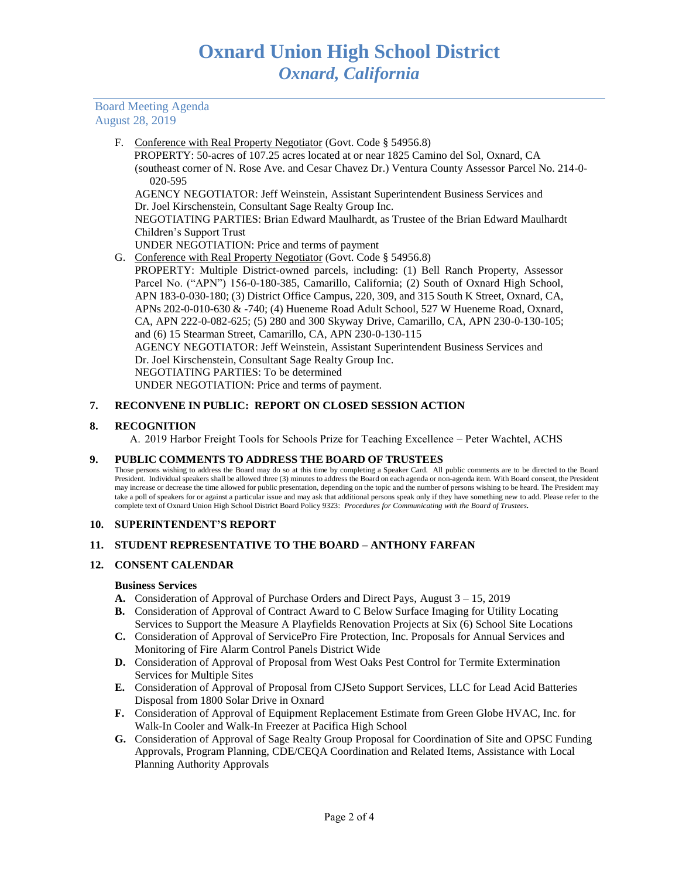F. Conference with Real Property Negotiator (Govt. Code § 54956.8)
PROPERTY: 50-acres of 107.25 acres located at or near 1825 Camino del Sol, Oxnard, CA (southeast corner of N. Rose Ave. and Cesar Chavez Dr.) Ventura County Assessor Parcel No. 214-0-020-595
AGENCY NEGOTIATOR: Jeff Weinstein, Assistant Superintendent Business Services and Dr. Joel Kirschenstein, Consultant Sage Realty Group Inc.
NEGOTIATING PARTIES: Brian Edward Maulhardt, as Trustee of the Brian Edward Maulhardt Children's Support Trust
UNDER NEGOTIATION: Price and terms of payment

G. Conference with Real Property Negotiator (Govt. Code § 54956.8)
PROPERTY: Multiple District-owned parcels, including: (1) Bell Ranch Property, Assessor Parcel No. ("APN") 156-0-180-385, Camarillo, California; (2) South of Oxnard High School, APN 183-0-030-180; (3) District Office Campus, 220, 309, and 315 South K Street, Oxnard, CA, APNs 202-0-010-630 & -740; (4) Hueneme Road Adult School, 527 W Hueneme Road, Oxnard, CA, APN 222-0-082-625; (5) 280 and 300 Skyway Drive, Camarillo, CA, APN 230-0-130-105; and (6) 15 Stearman Street, Camarillo, CA, APN 230-0-130-115
AGENCY NEGOTIATOR: Jeff Weinstein, Assistant Superintendent Business Services and Dr. Joel Kirschenstein, Consultant Sage Realty Group Inc.
NEGOTIATING PARTIES: To be determined
UNDER NEGOTIATION: Price and terms of payment.

## 7. RECONVENE IN PUBLIC: REPORT ON CLOSED SESSION ACTION

## 8. RECOGNITION

A. 2019 Harbor Freight Tools for Schools Prize for Teaching Excellence – Peter Wachtel, ACHS

## 9. PUBLIC COMMENTS TO ADDRESS THE BOARD OF TRUSTEES

Those persons wishing to address the Board may do so at this time by completing a Speaker Card. All public comments are to be directed to the Board President. Individual speakers shall be allowed three (3) minutes to address the Board on each agenda or non-agenda item. With Board consent, the President may increase or decrease the time allowed for public presentation, depending on the topic and the number of persons wishing to be heard. The President may take a poll of speakers for or against a particular issue and may ask that additional persons speak only if they have something new to add. Please refer to the complete text of Oxnard Union High School District Board Policy 9323: ***Procedures for Communicating with the Board of Trustees.***

## 10. SUPERINTENDENT'S REPORT

## 11. STUDENT REPRESENTATIVE TO THE BOARD – ANTHONY FARFAN

## 12. CONSENT CALENDAR

**Business Services**

**A.** Consideration of Approval of Purchase Orders and Direct Pays, August 3 – 15, 2019

**B.** Consideration of Approval of Contract Award to C Below Surface Imaging for Utility Locating Services to Support the Measure A Playfields Renovation Projects at Six (6) School Site Locations

**C.** Consideration of Approval of ServicePro Fire Protection, Inc. Proposals for Annual Services and Monitoring of Fire Alarm Control Panels District Wide

**D.** Consideration of Approval of Proposal from West Oaks Pest Control for Termite Extermination Services for Multiple Sites

**E.** Consideration of Approval of Proposal from CJSeto Support Services, LLC for Lead Acid Batteries Disposal from 1800 Solar Drive in Oxnard

**F.** Consideration of Approval of Equipment Replacement Estimate from Green Globe HVAC, Inc. for Walk-In Cooler and Walk-In Freezer at Pacifica High School

**G.** Consideration of Approval of Sage Realty Group Proposal for Coordination of Site and OPSC Funding Approvals, Program Planning, CDE/CEQA Coordination and Related Items, Assistance with Local Planning Authority Approvals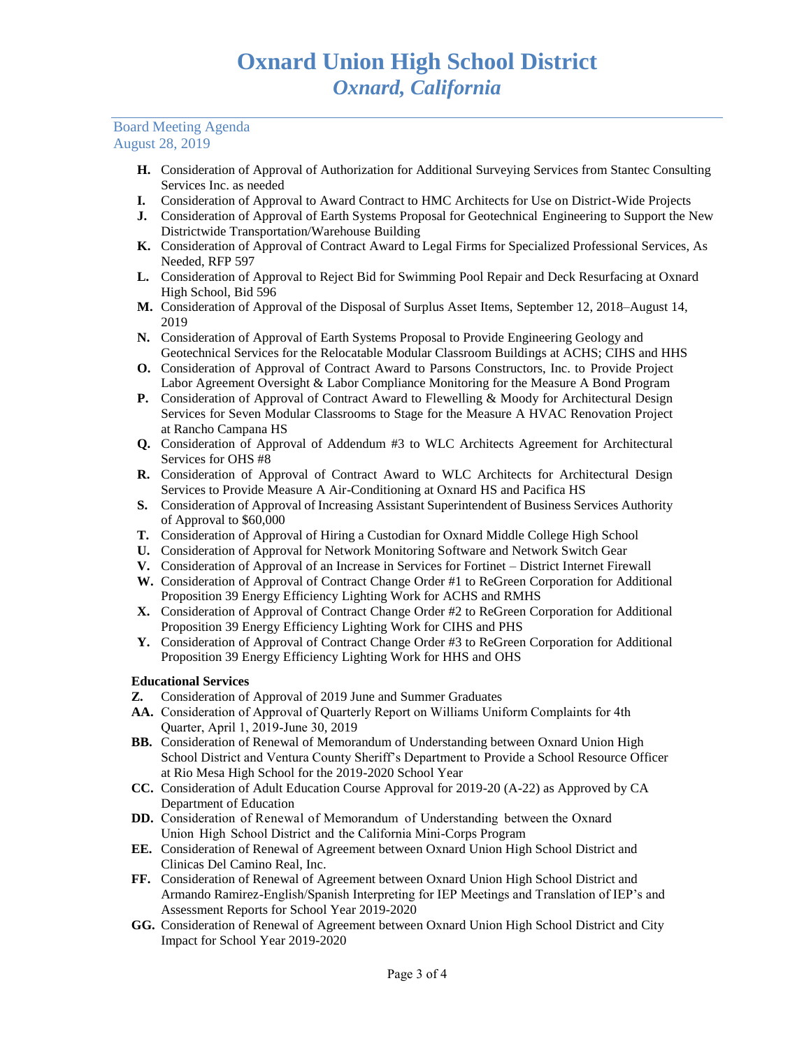- **H.** Consideration of Approval of Authorization for Additional Surveying Services from Stantec Consulting Services Inc. as needed
- **I.** Consideration of Approval to Award Contract to HMC Architects for Use on District-Wide Projects
- **J.** Consideration of Approval of Earth Systems Proposal for Geotechnical Engineering to Support the New Districtwide Transportation/Warehouse Building
- **K.** Consideration of Approval of Contract Award to Legal Firms for Specialized Professional Services, As Needed, RFP 597
- **L.** Consideration of Approval to Reject Bid for Swimming Pool Repair and Deck Resurfacing at Oxnard High School, Bid 596
- **M.** Consideration of Approval of the Disposal of Surplus Asset Items, September 12, 2018–August 14, 2019
- **N.** Consideration of Approval of Earth Systems Proposal to Provide Engineering Geology and Geotechnical Services for the Relocatable Modular Classroom Buildings at ACHS; CIHS and HHS
- **O.** Consideration of Approval of Contract Award to Parsons Constructors, Inc. to Provide Project Labor Agreement Oversight & Labor Compliance Monitoring for the Measure A Bond Program
- **P.** Consideration of Approval of Contract Award to Flewelling & Moody for Architectural Design Services for Seven Modular Classrooms to Stage for the Measure A HVAC Renovation Project at Rancho Campana HS
- **Q.** Consideration of Approval of Addendum #3 to WLC Architects Agreement for Architectural Services for OHS #8
- **R.** Consideration of Approval of Contract Award to WLC Architects for Architectural Design Services to Provide Measure A Air-Conditioning at Oxnard HS and Pacifica HS
- **S.** Consideration of Approval of Increasing Assistant Superintendent of Business Services Authority of Approval to $60,000
- **T.** Consideration of Approval of Hiring a Custodian for Oxnard Middle College High School
- **U.** Consideration of Approval for Network Monitoring Software and Network Switch Gear
- **V.** Consideration of Approval of an Increase in Services for Fortinet – District Internet Firewall
- **W.** Consideration of Approval of Contract Change Order #1 to ReGreen Corporation for Additional Proposition 39 Energy Efficiency Lighting Work for ACHS and RMHS
- **X.** Consideration of Approval of Contract Change Order #2 to ReGreen Corporation for Additional Proposition 39 Energy Efficiency Lighting Work for CIHS and PHS
- **Y.** Consideration of Approval of Contract Change Order #3 to ReGreen Corporation for Additional Proposition 39 Energy Efficiency Lighting Work for HHS and OHS

**Educational Services**

- **Z.** Consideration of Approval of 2019 June and Summer Graduates
- **AA.** Consideration of Approval of Quarterly Report on Williams Uniform Complaints for 4th Quarter, April 1, 2019-June 30, 2019
- **BB.** Consideration of Renewal of Memorandum of Understanding between Oxnard Union High School District and Ventura County Sheriff's Department to Provide a School Resource Officer at Rio Mesa High School for the 2019-2020 School Year
- **CC.** Consideration of Adult Education Course Approval for 2019-20 (A-22) as Approved by CA Department of Education
- **DD.** Consideration of Renewal of Memorandum of Understanding between the Oxnard Union High School District and the California Mini-Corps Program
- **EE.** Consideration of Renewal of Agreement between Oxnard Union High School District and Clinicas Del Camino Real, Inc.
- **FF.** Consideration of Renewal of Agreement between Oxnard Union High School District and Armando Ramirez-English/Spanish Interpreting for IEP Meetings and Translation of IEP's and Assessment Reports for School Year 2019-2020
- **GG.** Consideration of Renewal of Agreement between Oxnard Union High School District and City Impact for School Year 2019-2020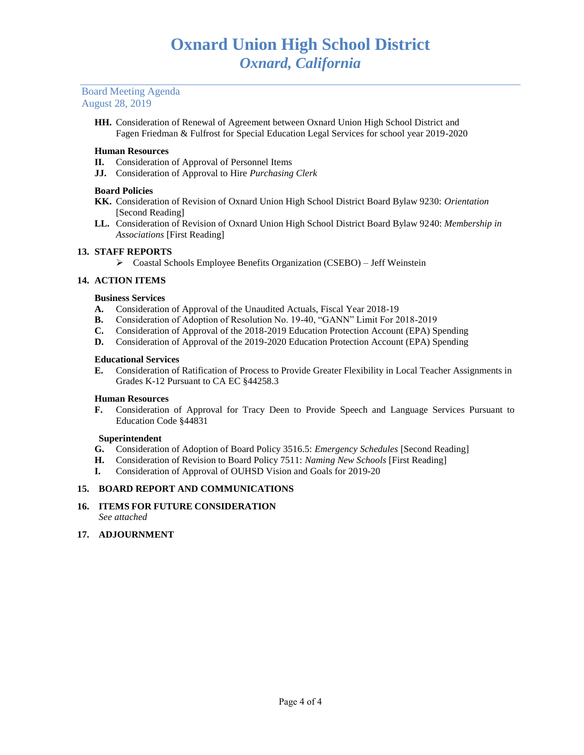# Oxnard Union High School District
## *Oxnard, California*

Board Meeting Agenda
August 28, 2019

**HH.** Consideration of Renewal of Agreement between Oxnard Union High School District and Fagen Friedman & Fulfrost for Special Education Legal Services for school year 2019-2020

**Human Resources**

**II.** Consideration of Approval of Personnel Items
**JJ.** Consideration of Approval to Hire *Purchasing Clerk*

**Board Policies**

**KK.** Consideration of Revision of Oxnard Union High School District Board Bylaw 9230: *Orientation* [Second Reading]
**LL.** Consideration of Revision of Oxnard Union High School District Board Bylaw 9240: *Membership in Associations* [First Reading]

**13. STAFF REPORTS**

- Coastal Schools Employee Benefits Organization (CSEBO) – Jeff Weinstein

**14. ACTION ITEMS**

**Business Services**

**A.** Consideration of Approval of the Unaudited Actuals, Fiscal Year 2018-19
**B.** Consideration of Adoption of Resolution No. 19-40, "GANN" Limit For 2018-2019
**C.** Consideration of Approval of the 2018-2019 Education Protection Account (EPA) Spending
**D.** Consideration of Approval of the 2019-2020 Education Protection Account (EPA) Spending

**Educational Services**

**E.** Consideration of Ratification of Process to Provide Greater Flexibility in Local Teacher Assignments in Grades K-12 Pursuant to CA EC §44258.3

**Human Resources**

**F.** Consideration of Approval for Tracy Deen to Provide Speech and Language Services Pursuant to Education Code §44831

**Superintendent**

**G.** Consideration of Adoption of Board Policy 3516.5: *Emergency Schedules* [Second Reading]
**H.** Consideration of Revision to Board Policy 7511: *Naming New Schools* [First Reading]
**I.** Consideration of Approval of OUHSD Vision and Goals for 2019-20

**15. BOARD REPORT AND COMMUNICATIONS**

**16. ITEMS FOR FUTURE CONSIDERATION**
*See attached*

**17. ADJOURNMENT**